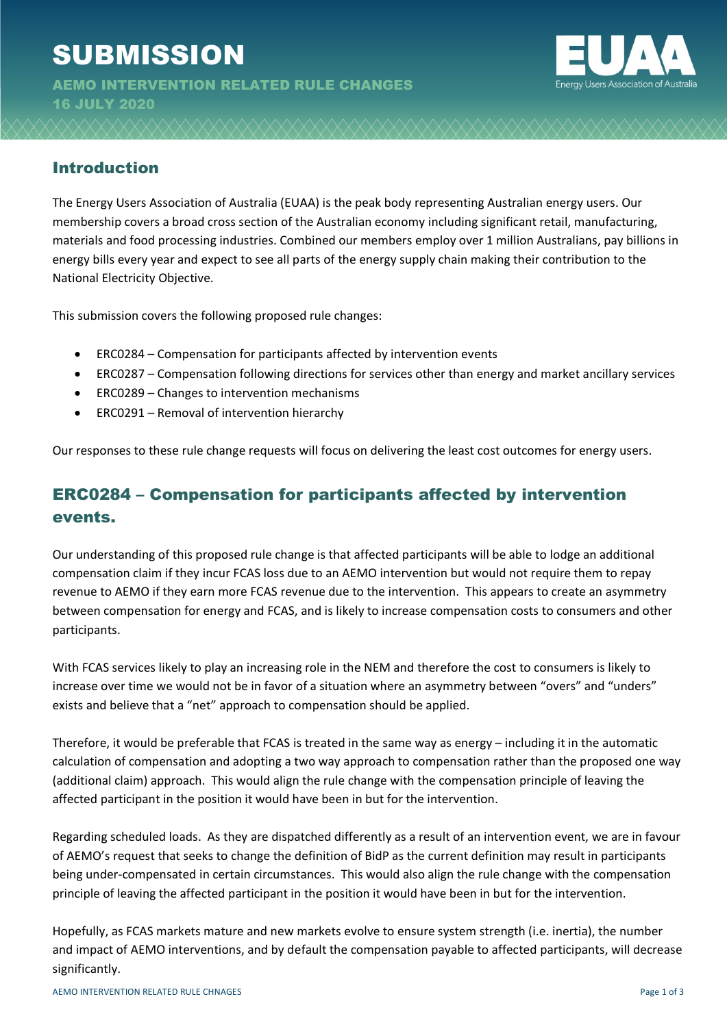# SUBMISSION

**AEMO INTERVENTION RELATED RULE CHANGES**
**16 JULY 2020**

## Introduction

The Energy Users Association of Australia (EUAA) is the peak body representing Australian energy users. Our membership covers a broad cross section of the Australian economy including significant retail, manufacturing, materials and food processing industries. Combined our members employ over 1 million Australians, pay billions in energy bills every year and expect to see all parts of the energy supply chain making their contribution to the National Electricity Objective.

This submission covers the following proposed rule changes:

- ERC0284 – Compensation for participants affected by intervention events
- ERC0287 – Compensation following directions for services other than energy and market ancillary services
- ERC0289 – Changes to intervention mechanisms
- ERC0291 – Removal of intervention hierarchy

Our responses to these rule change requests will focus on delivering the least cost outcomes for energy users.

## ERC0284 – Compensation for participants affected by intervention events.

Our understanding of this proposed rule change is that affected participants will be able to lodge an additional compensation claim if they incur FCAS loss due to an AEMO intervention but would not require them to repay revenue to AEMO if they earn more FCAS revenue due to the intervention. This appears to create an asymmetry between compensation for energy and FCAS, and is likely to increase compensation costs to consumers and other participants.

With FCAS services likely to play an increasing role in the NEM and therefore the cost to consumers is likely to increase over time we would not be in favor of a situation where an asymmetry between "overs" and "unders" exists and believe that a "net" approach to compensation should be applied.

Therefore, it would be preferable that FCAS is treated in the same way as energy – including it in the automatic calculation of compensation and adopting a two way approach to compensation rather than the proposed one way (additional claim) approach. This would align the rule change with the compensation principle of leaving the affected participant in the position it would have been in but for the intervention.

Regarding scheduled loads. As they are dispatched differently as a result of an intervention event, we are in favour of AEMO's request that seeks to change the definition of BidP as the current definition may result in participants being under-compensated in certain circumstances. This would also align the rule change with the compensation principle of leaving the affected participant in the position it would have been in but for the intervention.

Hopefully, as FCAS markets mature and new markets evolve to ensure system strength (i.e. inertia), the number and impact of AEMO interventions, and by default the compensation payable to affected participants, will decrease significantly.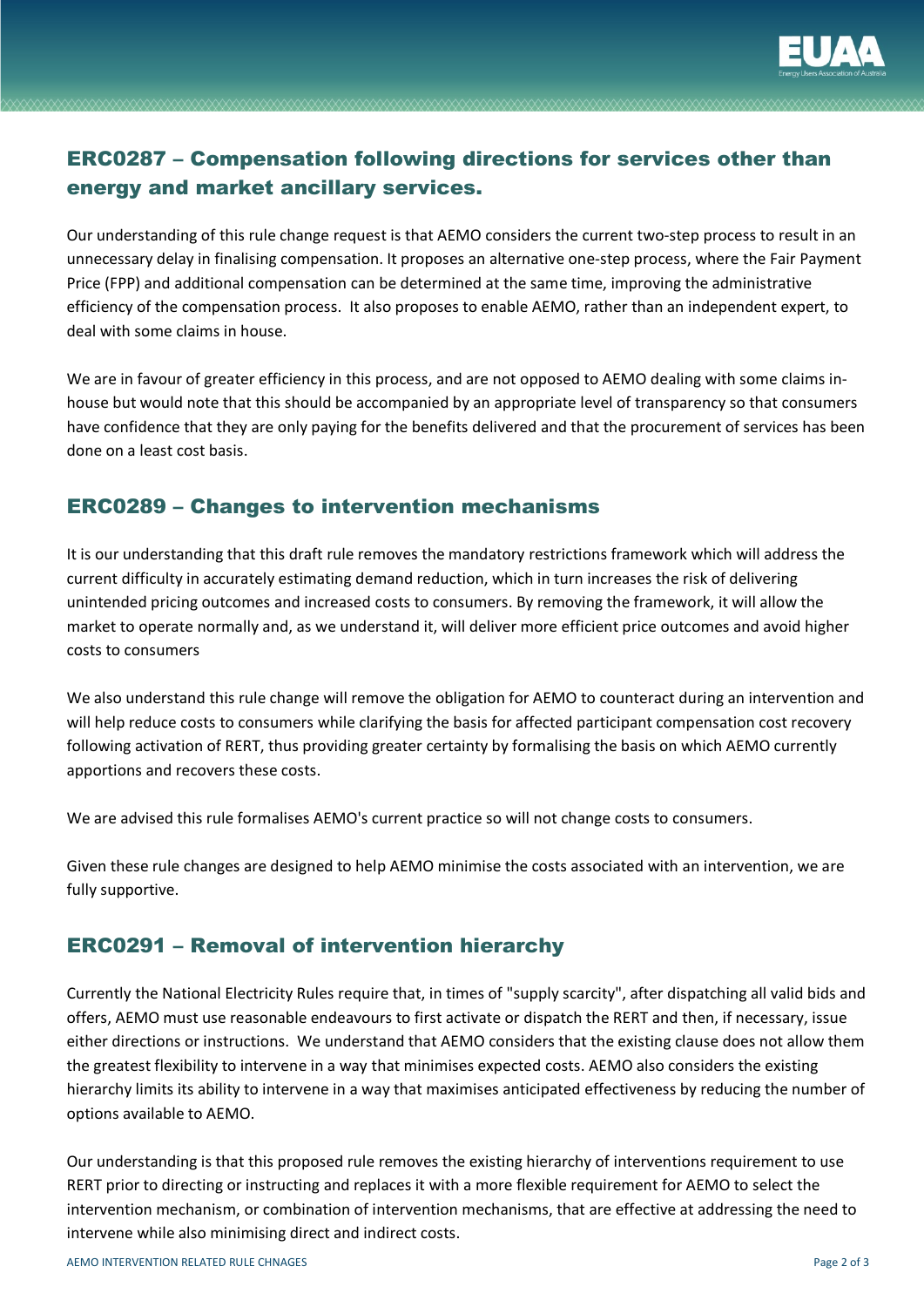## ERC0287 – Compensation following directions for services other than energy and market ancillary services.

Our understanding of this rule change request is that AEMO considers the current two-step process to result in an unnecessary delay in finalising compensation. It proposes an alternative one-step process, where the Fair Payment Price (FPP) and additional compensation can be determined at the same time, improving the administrative efficiency of the compensation process. It also proposes to enable AEMO, rather than an independent expert, to deal with some claims in house.

We are in favour of greater efficiency in this process, and are not opposed to AEMO dealing with some claims in-house but would note that this should be accompanied by an appropriate level of transparency so that consumers have confidence that they are only paying for the benefits delivered and that the procurement of services has been done on a least cost basis.

## ERC0289 – Changes to intervention mechanisms

It is our understanding that this draft rule removes the mandatory restrictions framework which will address the current difficulty in accurately estimating demand reduction, which in turn increases the risk of delivering unintended pricing outcomes and increased costs to consumers. By removing the framework, it will allow the market to operate normally and, as we understand it, will deliver more efficient price outcomes and avoid higher costs to consumers

We also understand this rule change will remove the obligation for AEMO to counteract during an intervention and will help reduce costs to consumers while clarifying the basis for affected participant compensation cost recovery following activation of RERT, thus providing greater certainty by formalising the basis on which AEMO currently apportions and recovers these costs.

We are advised this rule formalises AEMO's current practice so will not change costs to consumers.

Given these rule changes are designed to help AEMO minimise the costs associated with an intervention, we are fully supportive.

## ERC0291 – Removal of intervention hierarchy

Currently the National Electricity Rules require that, in times of "supply scarcity", after dispatching all valid bids and offers, AEMO must use reasonable endeavours to first activate or dispatch the RERT and then, if necessary, issue either directions or instructions. We understand that AEMO considers that the existing clause does not allow them the greatest flexibility to intervene in a way that minimises expected costs. AEMO also considers the existing hierarchy limits its ability to intervene in a way that maximises anticipated effectiveness by reducing the number of options available to AEMO.

Our understanding is that this proposed rule removes the existing hierarchy of interventions requirement to use RERT prior to directing or instructing and replaces it with a more flexible requirement for AEMO to select the intervention mechanism, or combination of intervention mechanisms, that are effective at addressing the need to intervene while also minimising direct and indirect costs.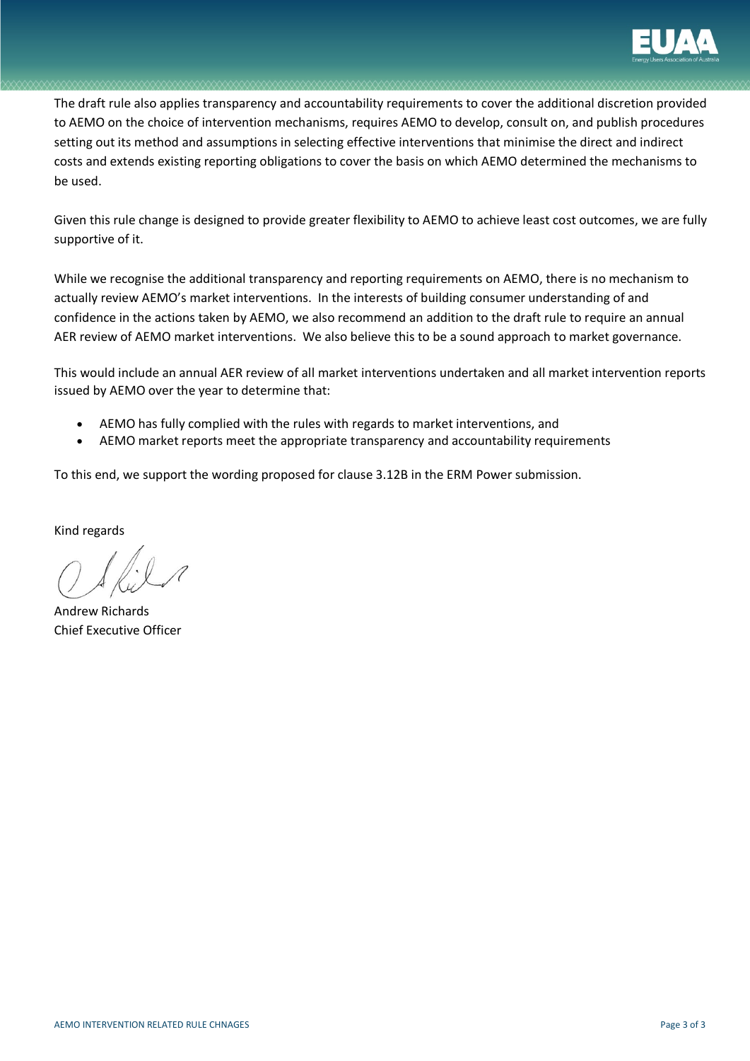The draft rule also applies transparency and accountability requirements to cover the additional discretion provided to AEMO on the choice of intervention mechanisms, requires AEMO to develop, consult on, and publish procedures setting out its method and assumptions in selecting effective interventions that minimise the direct and indirect costs and extends existing reporting obligations to cover the basis on which AEMO determined the mechanisms to be used.

Given this rule change is designed to provide greater flexibility to AEMO to achieve least cost outcomes, we are fully supportive of it.

While we recognise the additional transparency and reporting requirements on AEMO, there is no mechanism to actually review AEMO's market interventions. In the interests of building consumer understanding of and confidence in the actions taken by AEMO, we also recommend an addition to the draft rule to require an annual AER review of AEMO market interventions. We also believe this to be a sound approach to market governance.

This would include an annual AER review of all market interventions undertaken and all market intervention reports issued by AEMO over the year to determine that:

- AEMO has fully complied with the rules with regards to market interventions, and
- AEMO market reports meet the appropriate transparency and accountability requirements

To this end, we support the wording proposed for clause 3.12B in the ERM Power submission.

Kind regards

Andrew Richards
Chief Executive Officer